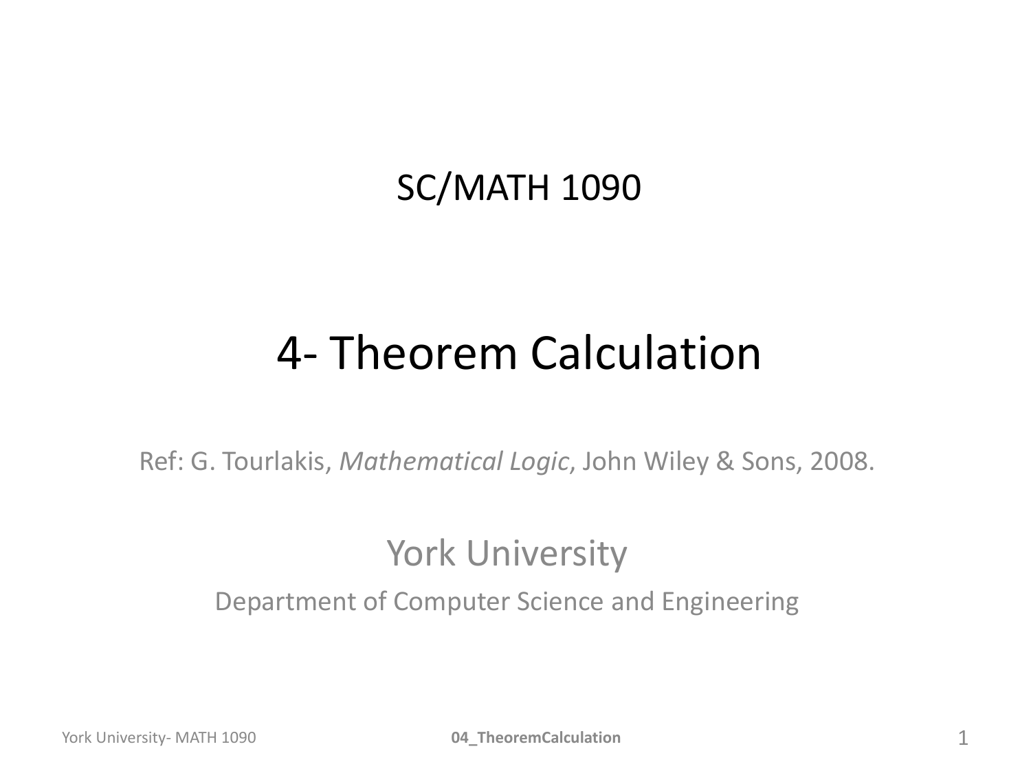SC/MATH 1090

# 4- Theorem Calculation

Ref: G. Tourlakis, *Mathematical Logic*, John Wiley & Sons, 2008.

York University

Department of Computer Science and Engineering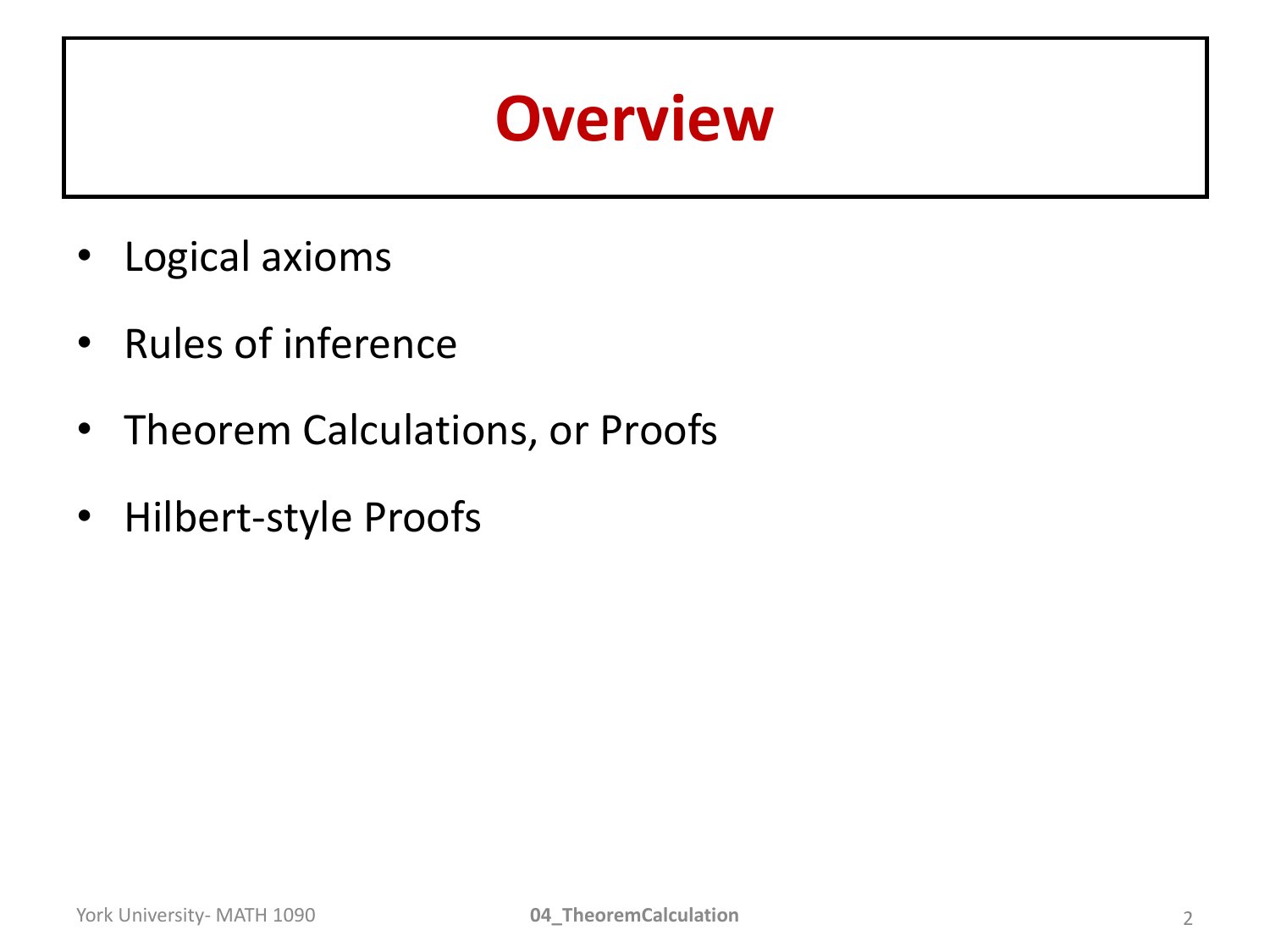# Overview

- Logical axioms
- Rules of inference
- Theorem Calculations, or Proofs
- Hilbert-style Proofs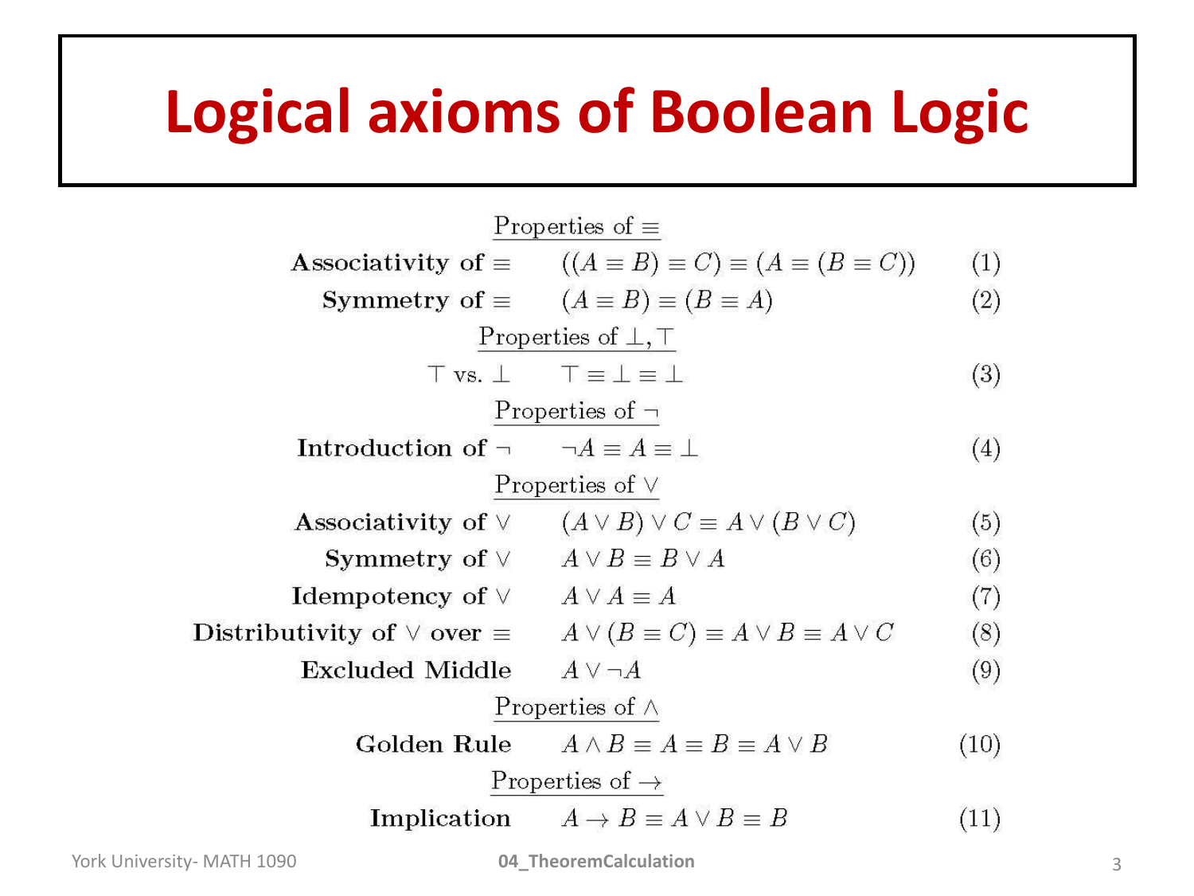# Logical axioms of Boolean Logic

Properties of $\equiv$

| | | |
|---|---|---|
| **Associativity of $\equiv$** | $((A \equiv B) \equiv C) \equiv (A \equiv (B \equiv C))$ | (1) |
| **Symmetry of $\equiv$** | $(A \equiv B) \equiv (B \equiv A)$ | (2) |

Properties of $\bot, \top$

| | | |
|---|---|---|
| $\top$ vs. $\bot$ | $\top \equiv \bot \equiv \bot$ | (3) |

Properties of $\neg$

| | | |
|---|---|---|
| **Introduction of $\neg$** | $\neg A \equiv A \equiv \bot$ | (4) |

Properties of $\vee$

| | | |
|---|---|---|
| **Associativity of $\vee$** | $(A \vee B) \vee C \equiv A \vee (B \vee C)$ | (5) |
| **Symmetry of $\vee$** | $A \vee B \equiv B \vee A$ | (6) |
| **Idempotency of $\vee$** | $A \vee A \equiv A$ | (7) |
| **Distributivity of $\vee$ over $\equiv$** | $A \vee (B \equiv C) \equiv A \vee B \equiv A \vee C$ | (8) |
| **Excluded Middle** | $A \vee \neg A$ | (9) |

Properties of $\wedge$

| | | |
|---|---|---|
| **Golden Rule** | $A \wedge B \equiv A \equiv B \equiv A \vee B$ | (10) |

Properties of $\rightarrow$

| | | |
|---|---|---|
| **Implication** | $A \rightarrow B \equiv A \vee B \equiv B$ | (11) |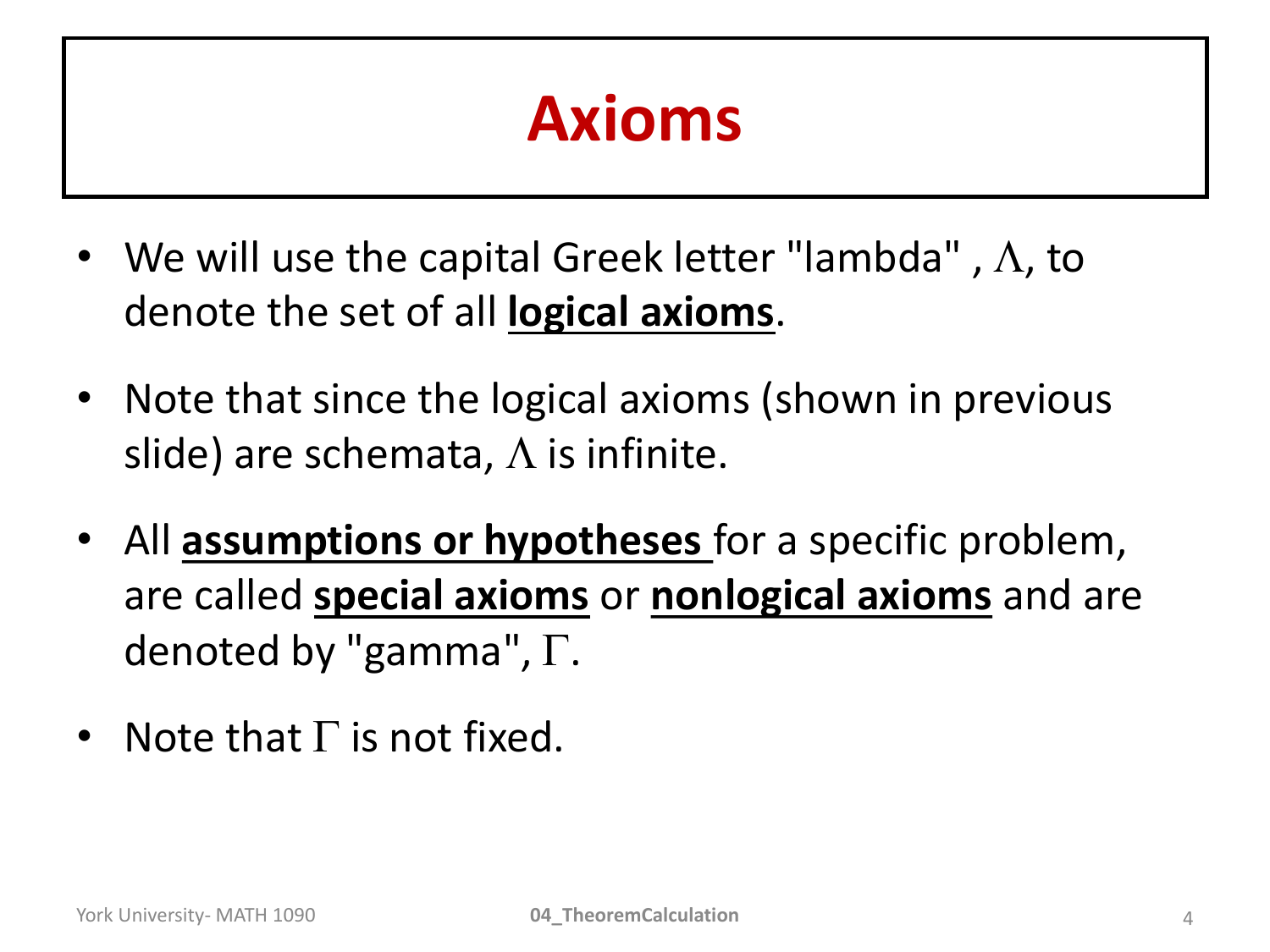# Axioms

- We will use the capital Greek letter "lambda" , $\Lambda$, to denote the set of all **logical axioms**.
- Note that since the logical axioms (shown in previous slide) are schemata, $\Lambda$ is infinite.
- All **assumptions or hypotheses** for a specific problem, are called **special axioms** or **nonlogical axioms** and are denoted by "gamma", $\Gamma$.
- Note that $\Gamma$ is not fixed.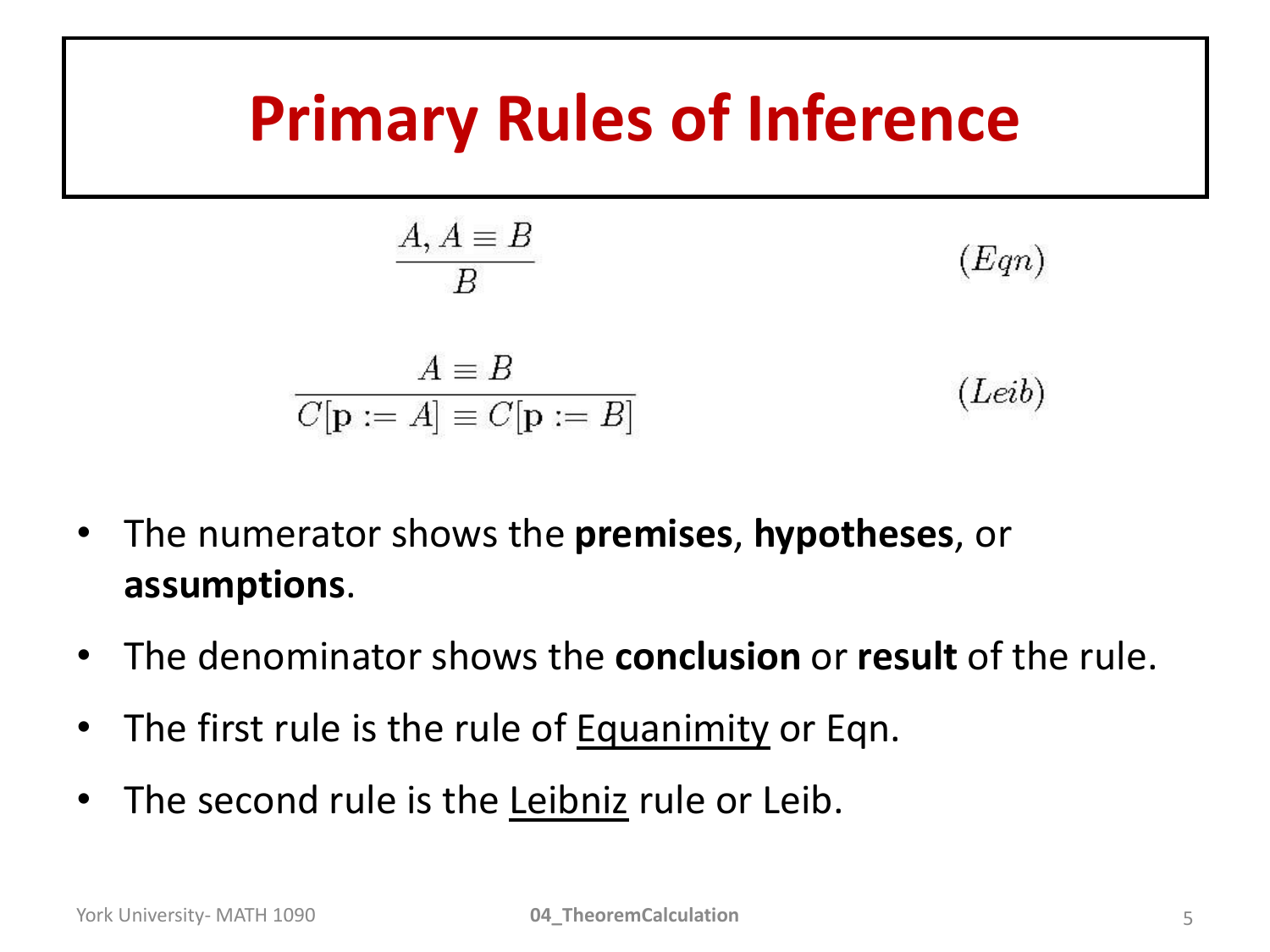# Primary Rules of Inference

$$\frac{A,\ A \equiv B}{B} \qquad (Eqn)$$

$$\frac{A \equiv B}{C[\mathbf{p} := A] \equiv C[\mathbf{p} := B]} \qquad (Leib)$$

- The numerator shows the **premises**, **hypotheses**, or **assumptions**.
- The denominator shows the **conclusion** or **result** of the rule.
- The first rule is the rule of <u>Equanimity</u> or Eqn.
- The second rule is the <u>Leibniz</u> rule or Leib.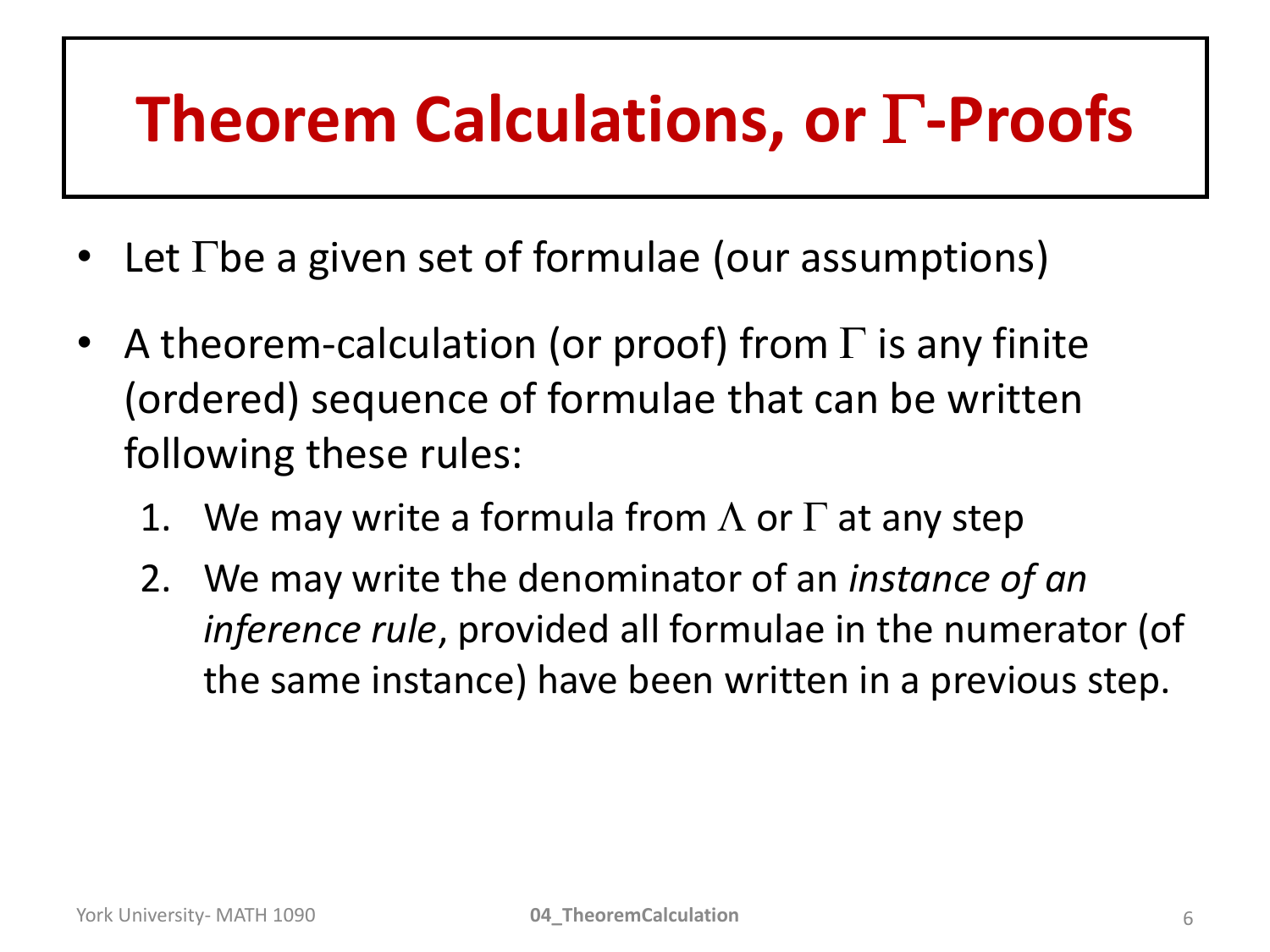# Theorem Calculations, or $\Gamma$-Proofs

- Let $\Gamma$ be a given set of formulae (our assumptions)
- A theorem-calculation (or proof) from $\Gamma$ is any finite (ordered) sequence of formulae that can be written following these rules:
  1. We may write a formula from $\Lambda$ or $\Gamma$ at any step
  2. We may write the denominator of an *instance of an inference rule*, provided all formulae in the numerator (of the same instance) have been written in a previous step.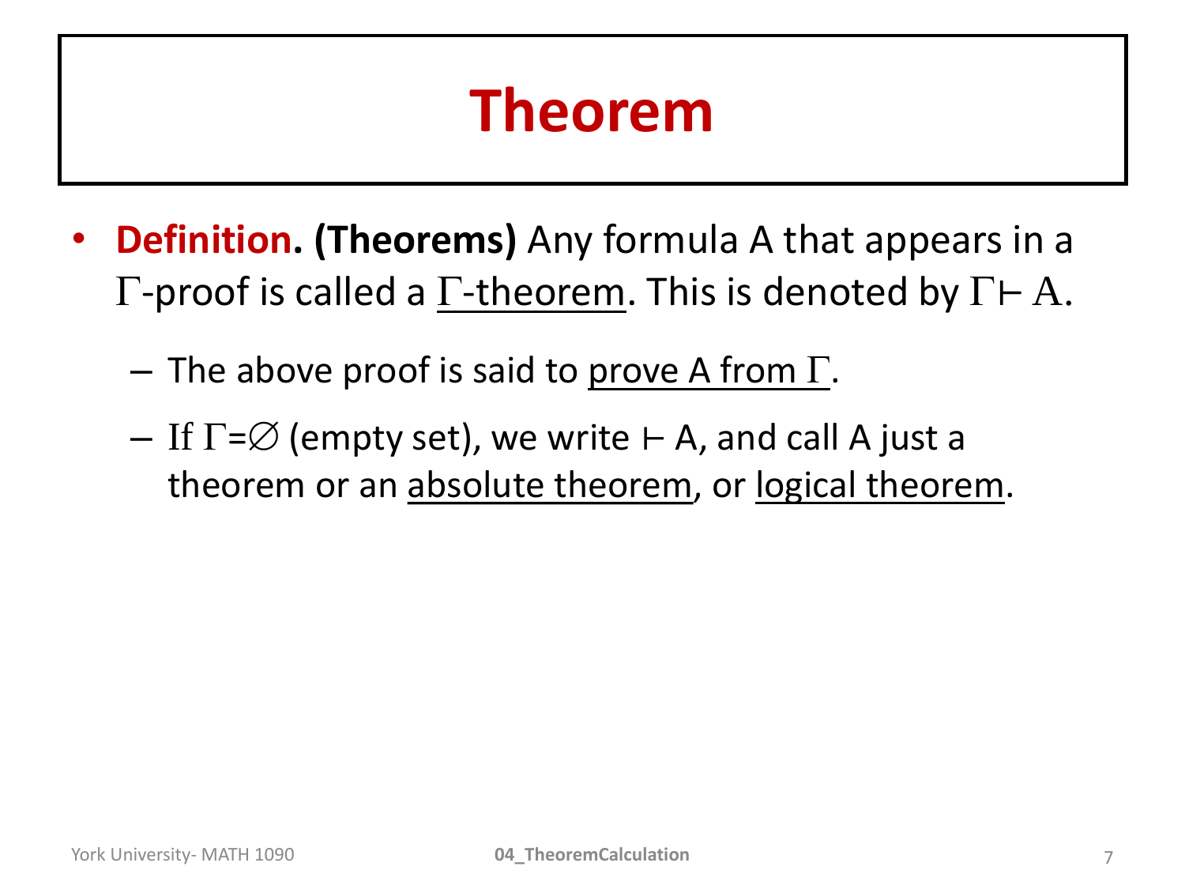# Theorem

- **Definition. (Theorems)** Any formula A that appears in a $\Gamma$-proof is called a <u>$\Gamma$-theorem</u>. This is denoted by $\Gamma \vdash A$.
  - The above proof is said to <u>prove A from $\Gamma$</u>.
  - If $\Gamma = \emptyset$ (empty set), we write $\vdash$ A, and call A just a theorem or an <u>absolute theorem</u>, or <u>logical theorem</u>.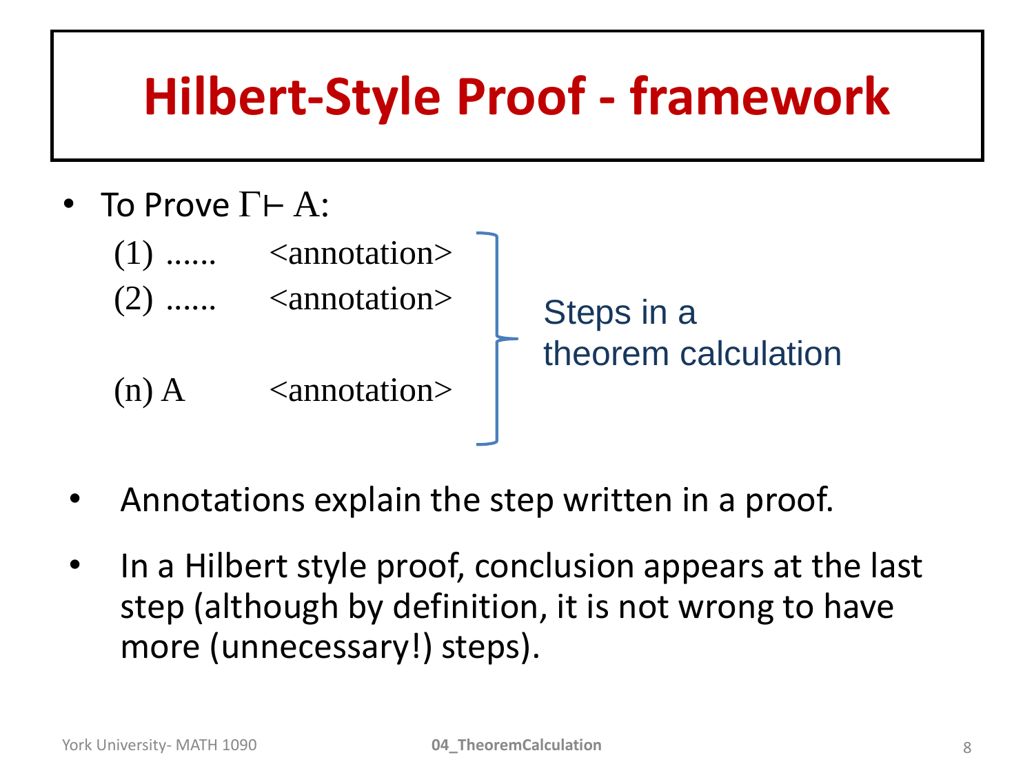# Hilbert-Style Proof - framework

- To Prove $\Gamma \vdash A$:

  (1) ...... <annotation>

  (2) ...... <annotation>

  (n) A <annotation>

  Steps in a theorem calculation

- Annotations explain the step written in a proof.
- In a Hilbert style proof, conclusion appears at the last step (although by definition, it is not wrong to have more (unnecessary!) steps).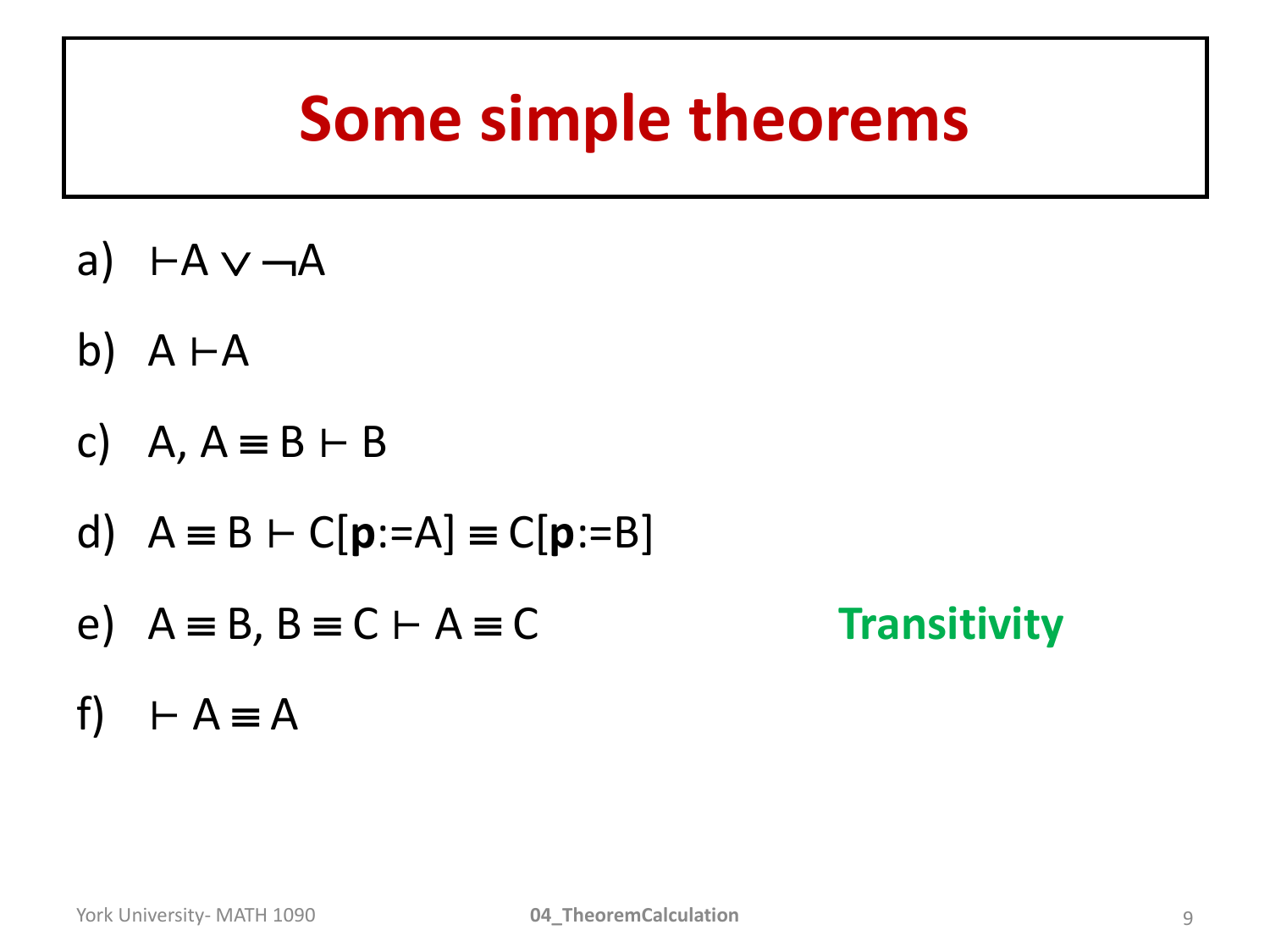# Some simple theorems

a) $\vdash A \vee \neg A$

b) $A \vdash A$

c) $A, A \equiv B \vdash B$

d) $A \equiv B \vdash C[\mathbf{p}:=A] \equiv C[\mathbf{p}:=B]$

e) $A \equiv B, B \equiv C \vdash A \equiv C$ **Transitivity**

f) $\vdash A \equiv A$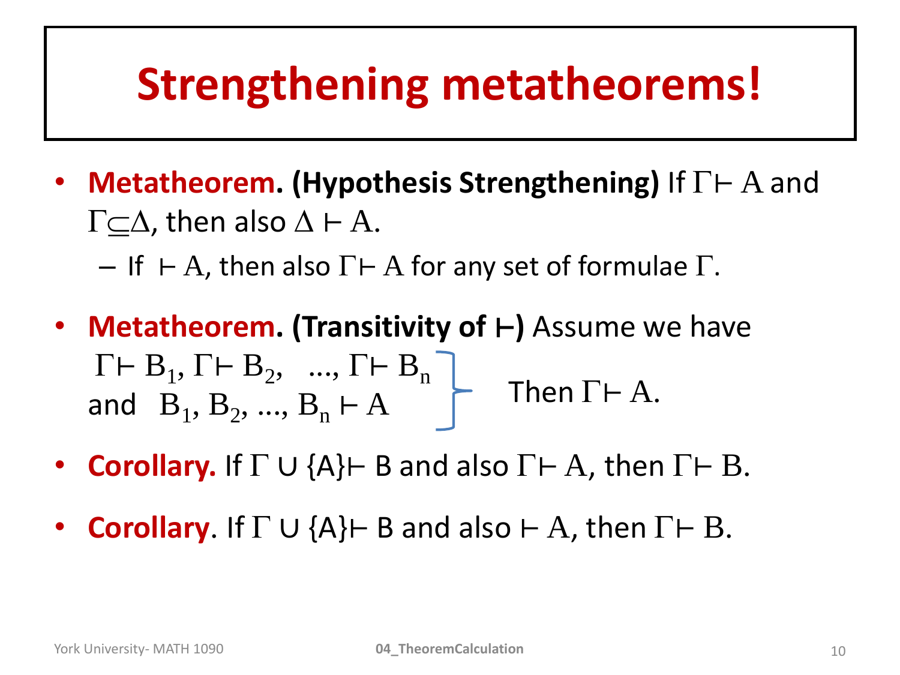# Strengthening metatheorems!

- **Metatheorem. (Hypothesis Strengthening)** If $\Gamma \vdash A$ and $\Gamma \subseteq \Delta$, then also $\Delta \vdash A$.
  - If $\vdash A$, then also $\Gamma \vdash A$ for any set of formulae $\Gamma$.
- **Metatheorem. (Transitivity of $\vdash$)** Assume we have $\Gamma \vdash B_1, \Gamma \vdash B_2, \ldots, \Gamma \vdash B_n$ and $B_1, B_2, \ldots, B_n \vdash A$. Then $\Gamma \vdash A$.
- **Corollary.** If $\Gamma \cup \{A\} \vdash B$ and also $\Gamma \vdash A$, then $\Gamma \vdash B$.
- **Corollary.** If $\Gamma \cup \{A\} \vdash B$ and also $\vdash A$, then $\Gamma \vdash B$.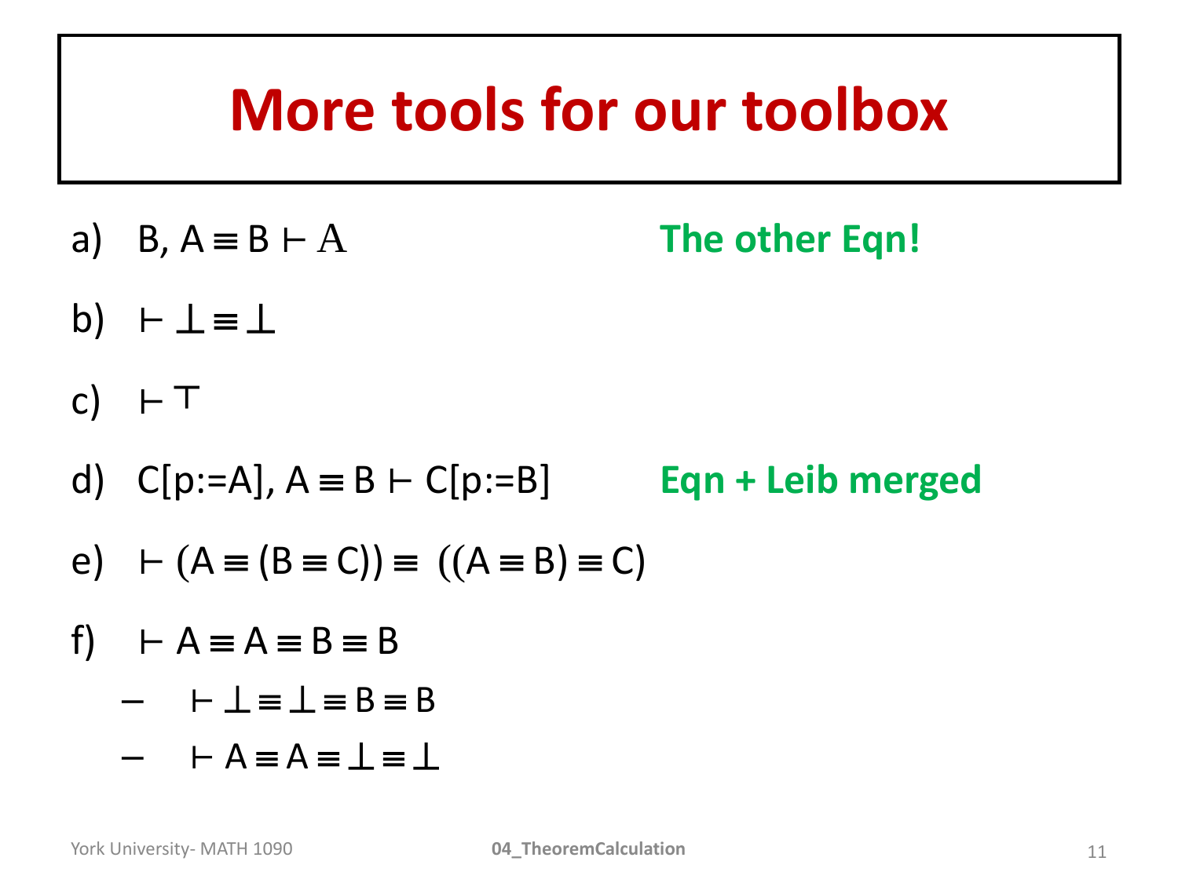# More tools for our toolbox

a) $B, A \equiv B \vdash A$ **The other Eqn!**

b) $\vdash \bot \equiv \bot$

c) $\vdash \top$

d) $C[p:=A], A \equiv B \vdash C[p:=B]$ **Eqn + Leib merged**

e) $\vdash (A \equiv (B \equiv C)) \equiv ((A \equiv B) \equiv C)$

f) $\vdash A \equiv A \equiv B \equiv B$

- $\vdash \bot \equiv \bot \equiv B \equiv B$
- $\vdash A \equiv A \equiv \bot \equiv \bot$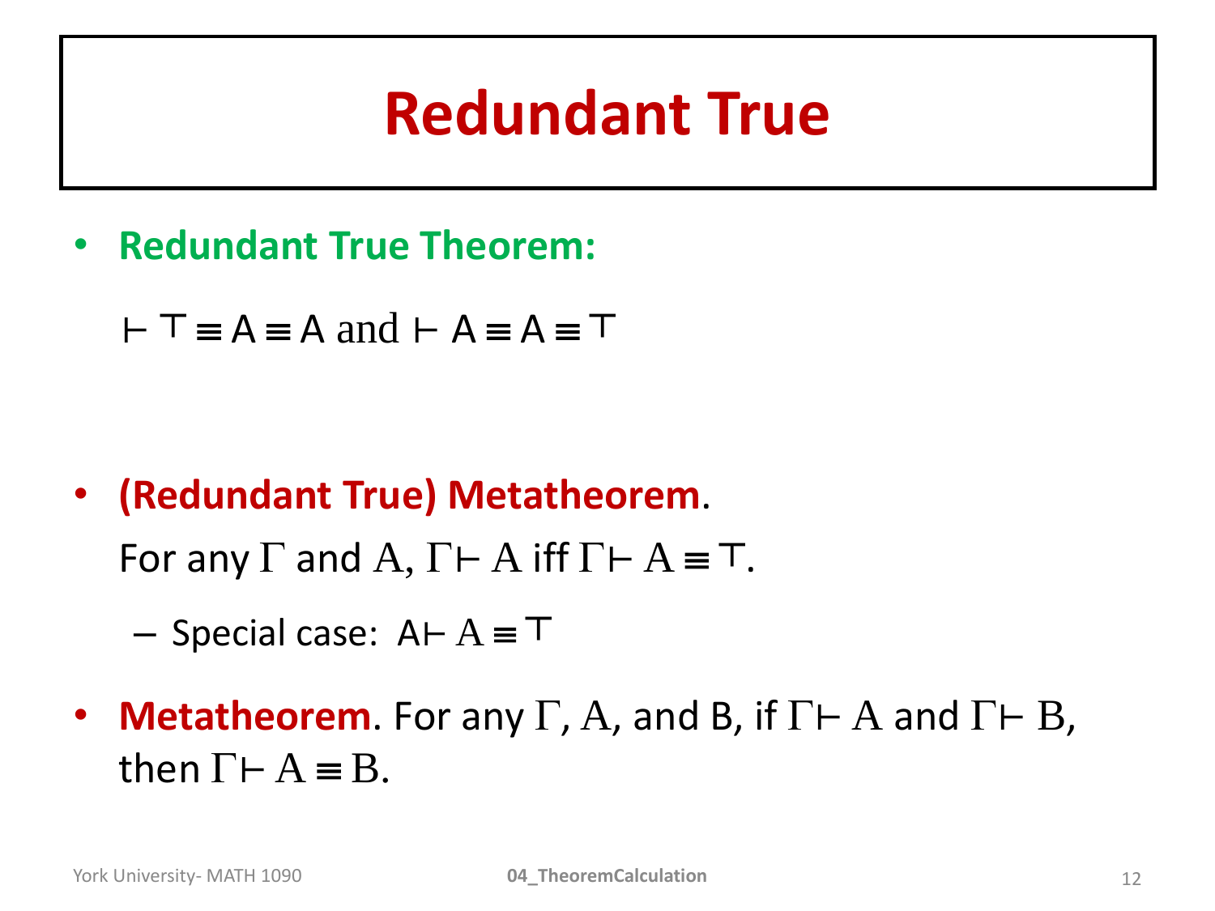# Redundant True

- **Redundant True Theorem:**

  $\vdash \top \equiv A \equiv A$ and $\vdash A \equiv A \equiv \top$

- **(Redundant True) Metatheorem**.
  For any $\Gamma$ and $A$, $\Gamma \vdash A$ iff $\Gamma \vdash A \equiv \top$.
  - Special case: $A \vdash A \equiv \top$

- **Metatheorem**. For any $\Gamma$, $A$, and B, if $\Gamma \vdash A$ and $\Gamma \vdash B$, then $\Gamma \vdash A \equiv B$.